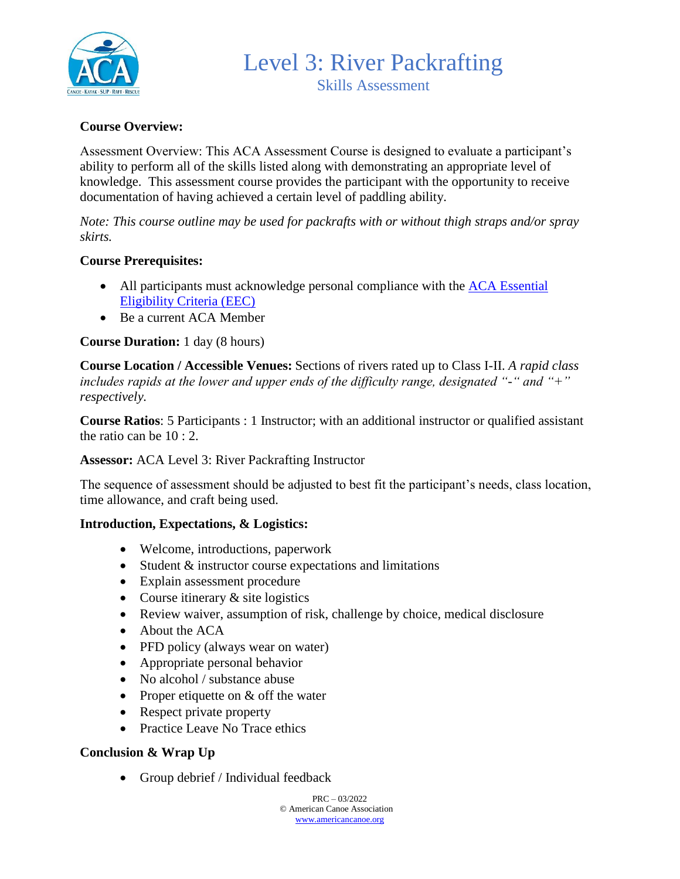# Level 3: River Packrafting

## Skills Assessment

**Course Overview:**

Assessment Overview: This ACA Assessment Course is designed to evaluate a participant's ability to perform all of the skills listed along with demonstrating an appropriate level of knowledge. This assessment course provides the participant with the opportunity to receive documentation of having achieved a certain level of paddling ability.

*Note: This course outline may be used for packrafts with or without thigh straps and/or spray skirts.*

**Course Prerequisites:**

- All participants must acknowledge personal compliance with the [ACA Essential Eligibility Criteria (EEC)]
- Be a current ACA Member

**Course Duration:** 1 day (8 hours)

**Course Location / Accessible Venues:** Sections of rivers rated up to Class I-II. *A rapid class includes rapids at the lower and upper ends of the difficulty range, designated "-" and "+" respectively.*

**Course Ratios**: 5 Participants : 1 Instructor; with an additional instructor or qualified assistant the ratio can be 10 : 2.

**Assessor:** ACA Level 3: River Packrafting Instructor

The sequence of assessment should be adjusted to best fit the participant's needs, class location, time allowance, and craft being used.

**Introduction, Expectations, & Logistics:**

- Welcome, introductions, paperwork
- Student & instructor course expectations and limitations
- Explain assessment procedure
- Course itinerary & site logistics
- Review waiver, assumption of risk, challenge by choice, medical disclosure
- About the ACA
- PFD policy (always wear on water)
- Appropriate personal behavior
- No alcohol / substance abuse
- Proper etiquette on & off the water
- Respect private property
- Practice Leave No Trace ethics

**Conclusion & Wrap Up**

- Group debrief / Individual feedback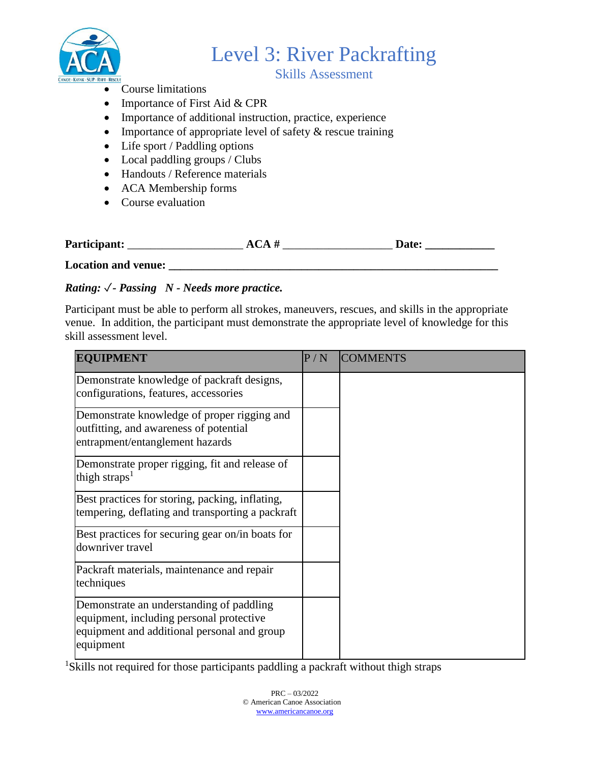- Course limitations
- Importance of First Aid & CPR
- Importance of additional instruction, practice, experience
- Importance of appropriate level of safety & rescue training
- Life sport / Paddling options
- Local paddling groups / Clubs
- Handouts / Reference materials
- ACA Membership forms
- Course evaluation

**Participant:** ___________________ **ACA #** __________________ **Date:** ____________

**Location and venue:** ___________________________________________________________

***Rating: ✓- Passing   N - Needs more practice.***

Participant must be able to perform all strokes, maneuvers, rescues, and skills in the appropriate venue. In addition, the participant must demonstrate the appropriate level of knowledge for this skill assessment level.

| **EQUIPMENT** | P / N | COMMENTS |
|---|---|---|
| Demonstrate knowledge of packraft designs, configurations, features, accessories | | |
| Demonstrate knowledge of proper rigging and outfitting, and awareness of potential entrapment/entanglement hazards | | |
| Demonstrate proper rigging, fit and release of thigh straps[1] | | |
| Best practices for storing, packing, inflating, tempering, deflating and transporting a packraft | | |
| Best practices for securing gear on/in boats for downriver travel | | |
| Packraft materials, maintenance and repair techniques | | |
| Demonstrate an understanding of paddling equipment, including personal protective equipment and additional personal and group equipment | | |

[1]Skills not required for those participants paddling a packraft without thigh straps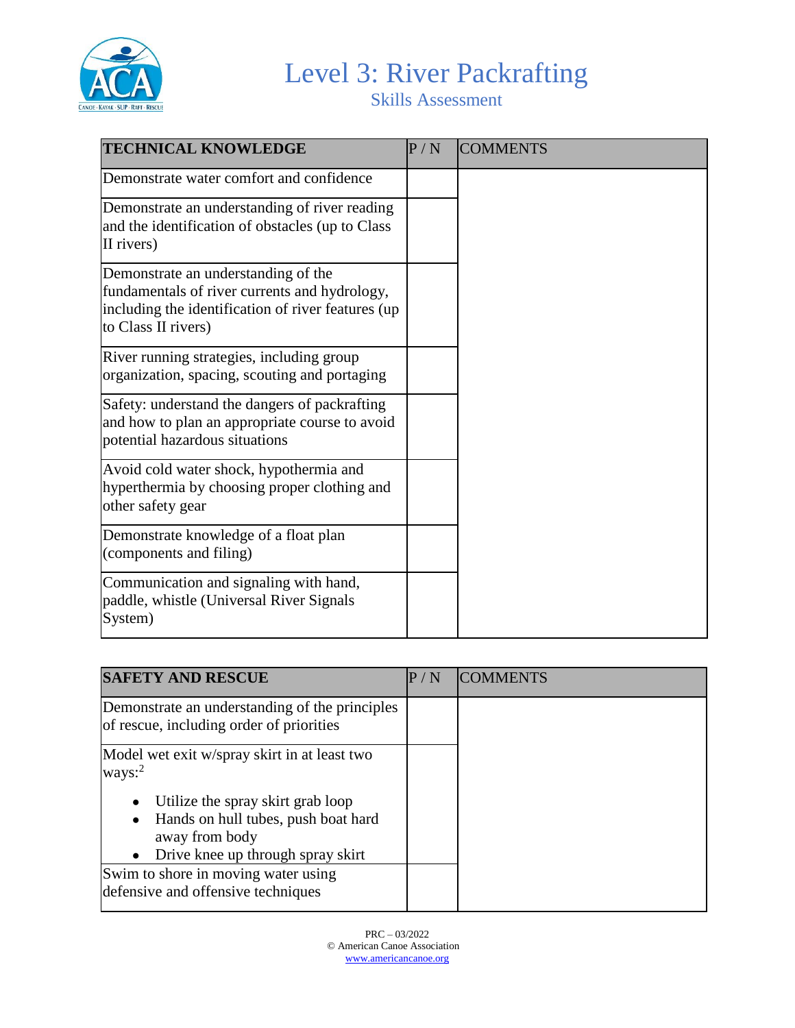# Level 3: River Packrafting

Skills Assessment

| TECHNICAL KNOWLEDGE | P / N | COMMENTS |
|---|---|---|
| Demonstrate water comfort and confidence | | |
| Demonstrate an understanding of river reading and the identification of obstacles (up to Class II rivers) | | |
| Demonstrate an understanding of the fundamentals of river currents and hydrology, including the identification of river features (up to Class II rivers) | | |
| River running strategies, including group organization, spacing, scouting and portaging | | |
| Safety: understand the dangers of packrafting and how to plan an appropriate course to avoid potential hazardous situations | | |
| Avoid cold water shock, hypothermia and hyperthermia by choosing proper clothing and other safety gear | | |
| Demonstrate knowledge of a float plan (components and filing) | | |
| Communication and signaling with hand, paddle, whistle (Universal River Signals System) | | |

| SAFETY AND RESCUE | P / N | COMMENTS |
|---|---|---|
| Demonstrate an understanding of the principles of rescue, including order of priorities | | |
| Model wet exit w/spray skirt in at least two ways:[2]<br>• Utilize the spray skirt grab loop<br>• Hands on hull tubes, push boat hard away from body<br>• Drive knee up through spray skirt | | |
| Swim to shore in moving water using defensive and offensive techniques | | |

PRC – 03/2022
© American Canoe Association
www.americancanoe.org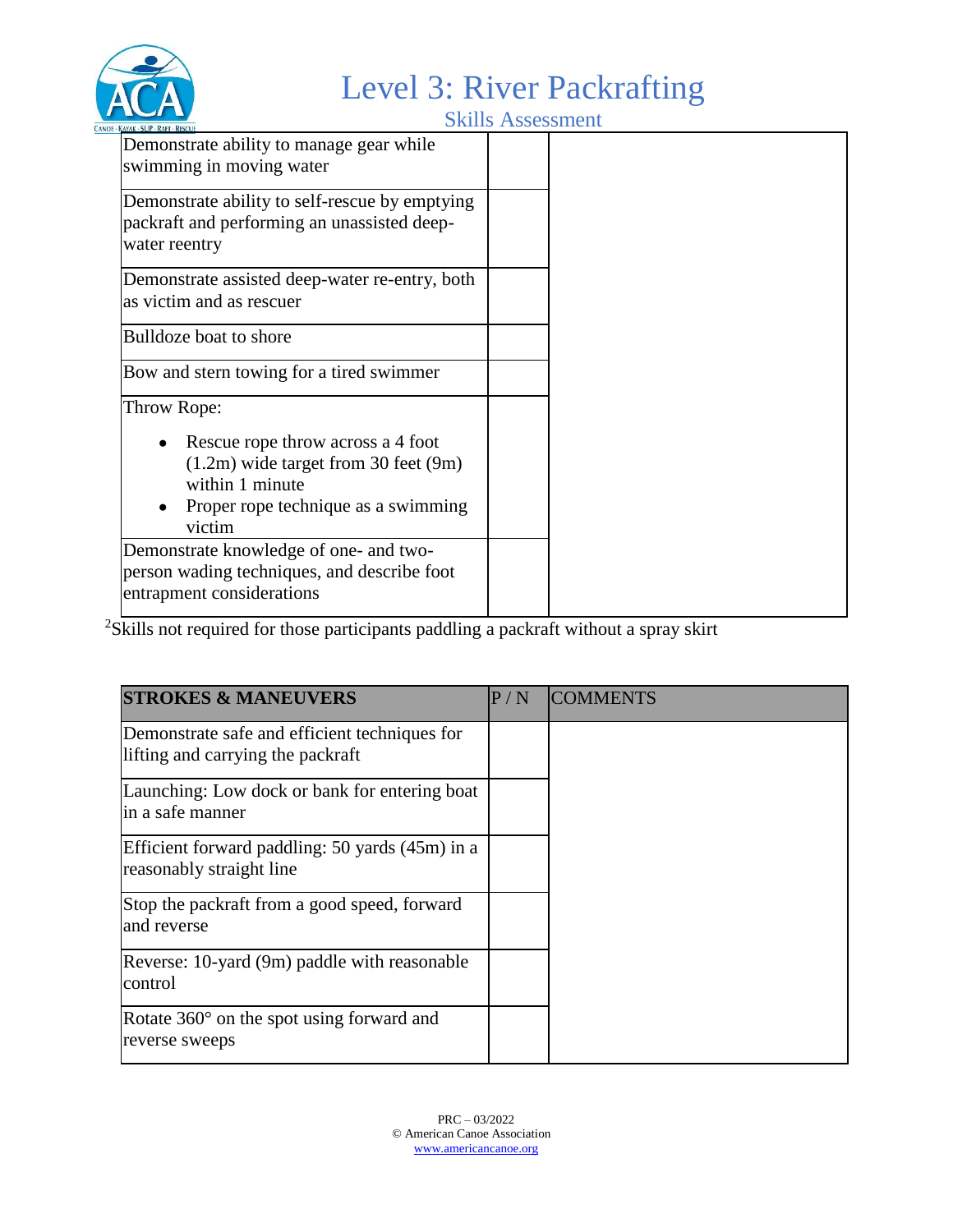# Level 3: River Packrafting

Skills Assessment

| | | |
|---|---|---|
| Demonstrate ability to manage gear while swimming in moving water | | |
| Demonstrate ability to self-rescue by emptying packraft and performing an unassisted deep-water reentry | | |
| Demonstrate assisted deep-water re-entry, both as victim and as rescuer | | |
| Bulldoze boat to shore | | |
| Bow and stern towing for a tired swimmer | | |
| Throw Rope:<br>• Rescue rope throw across a 4 foot (1.2m) wide target from 30 feet (9m) within 1 minute<br>• Proper rope technique as a swimming victim | | |
| Demonstrate knowledge of one- and two-person wading techniques, and describe foot entrapment considerations | | |

[2]Skills not required for those participants paddling a packraft without a spray skirt

| STROKES & MANEUVERS | P / N | COMMENTS |
|---|---|---|
| Demonstrate safe and efficient techniques for lifting and carrying the packraft | | |
| Launching: Low dock or bank for entering boat in a safe manner | | |
| Efficient forward paddling: 50 yards (45m) in a reasonably straight line | | |
| Stop the packraft from a good speed, forward and reverse | | |
| Reverse: 10-yard (9m) paddle with reasonable control | | |
| Rotate 360° on the spot using forward and reverse sweeps | | |

PRC – 03/2022
© American Canoe Association
www.americancanoe.org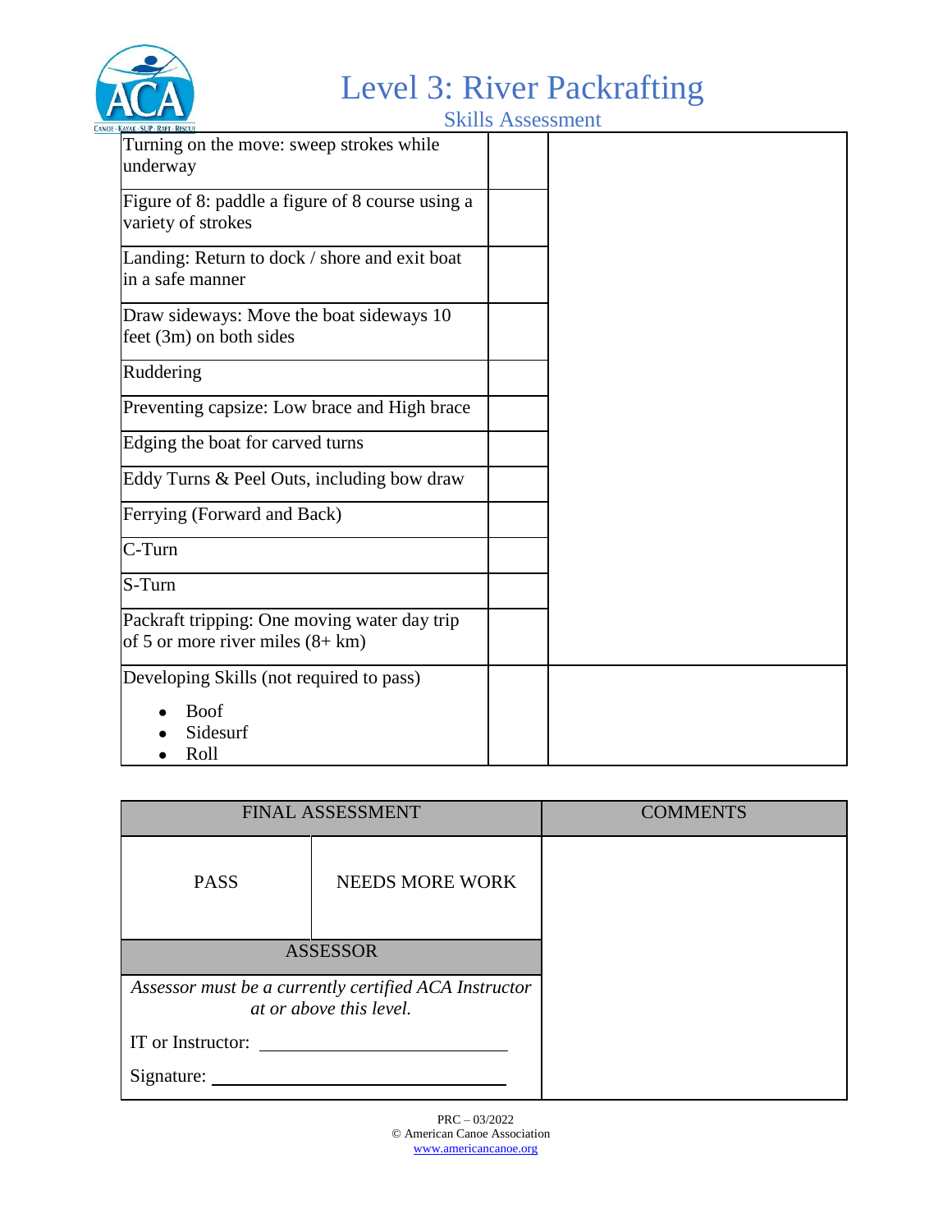# Level 3: River Packrafting

## Skills Assessment

| | | |
|---|---|---|
| Turning on the move: sweep strokes while underway | | |
| Figure of 8: paddle a figure of 8 course using a variety of strokes | | |
| Landing: Return to dock / shore and exit boat in a safe manner | | |
| Draw sideways: Move the boat sideways 10 feet (3m) on both sides | | |
| Ruddering | | |
| Preventing capsize: Low brace and High brace | | |
| Edging the boat for carved turns | | |
| Eddy Turns & Peel Outs, including bow draw | | |
| Ferrying (Forward and Back) | | |
| C-Turn | | |
| S-Turn | | |
| Packraft tripping: One moving water day trip of 5 or more river miles (8+ km) | | |
| Developing Skills (not required to pass)<br>• Boof<br>• Sidesurf<br>• Roll | | |

| FINAL ASSESSMENT | | COMMENTS |
|---|---|---|
| PASS | NEEDS MORE WORK | |
| ASSESSOR | | |
| *Assessor must be a currently certified ACA Instructor at or above this level.*<br>IT or Instructor: ______________________<br>Signature: ______________________ | | |

PRC – 03/2022
© American Canoe Association
www.americancanoe.org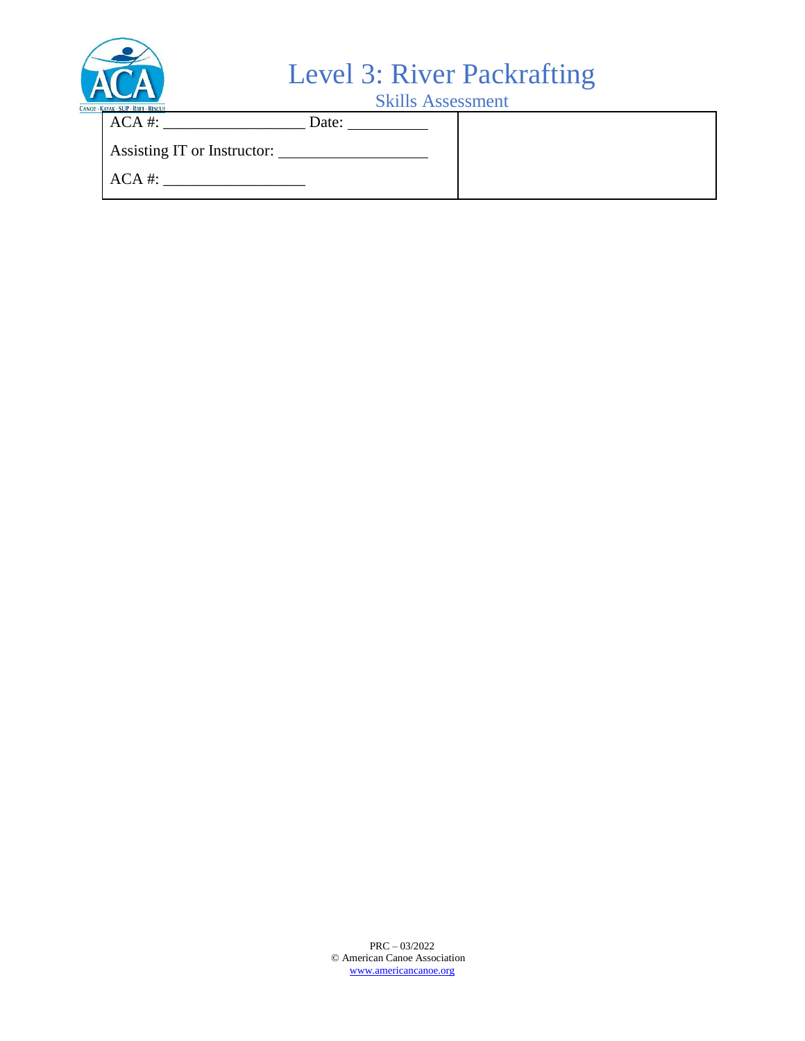# Level 3: River Packrafting

Skills Assessment

| | |
|---|---|
| ACA #: __________________ Date: __________<br><br>Assisting IT or Instructor: ___________________<br><br>ACA #: __________________ | |

PRC – 03/2022
© American Canoe Association
www.americancanoe.org